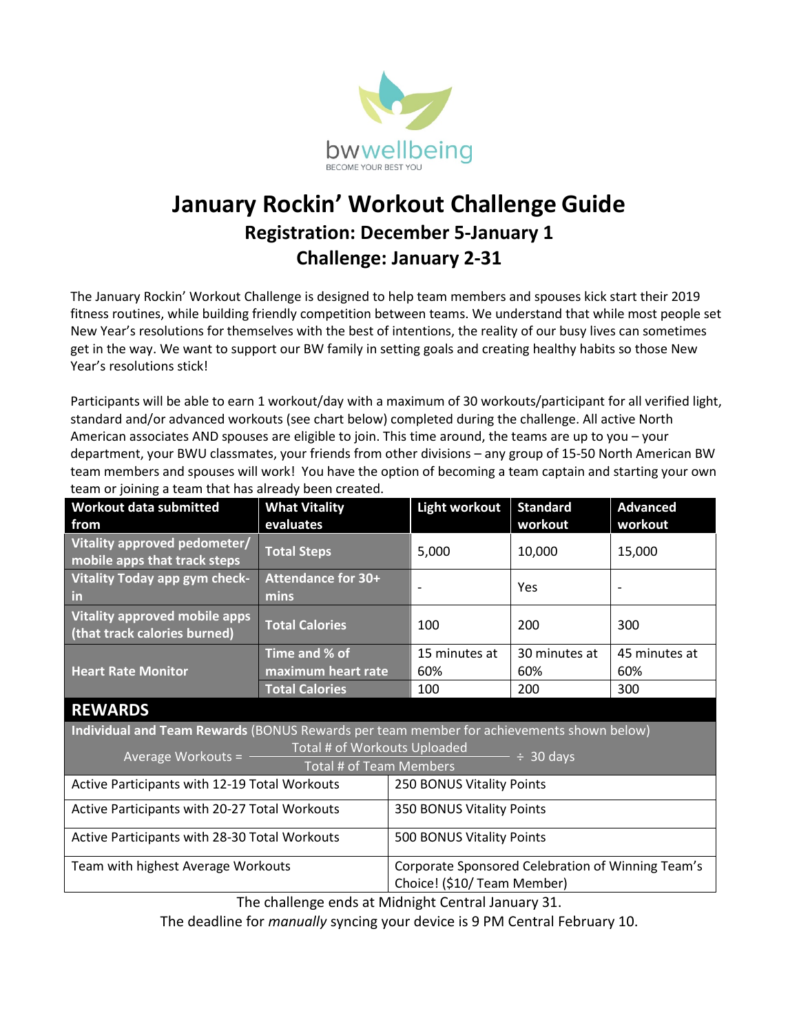bwwellbeing

BECOME YOUR BEST YOU

# January Rockin' Workout Challenge Guide

## Registration: December 5-January 1

## Challenge: January 2-31

The January Rockin' Workout Challenge is designed to help team members and spouses kick start their 2019 fitness routines, while building friendly competition between teams. We understand that while most people set New Year's resolutions for themselves with the best of intentions, the reality of our busy lives can sometimes get in the way. We want to support our BW family in setting goals and creating healthy habits so those New Year's resolutions stick!

Participants will be able to earn 1 workout/day with a maximum of 30 workouts/participant for all verified light, standard and/or advanced workouts (see chart below) completed during the challenge. All active North American associates AND spouses are eligible to join. This time around, the teams are up to you – your department, your BWU classmates, your friends from other divisions – any group of 15-50 North American BW team members and spouses will work! You have the option of becoming a team captain and starting your own team or joining a team that has already been created.

| Workout data submitted from | What Vitality evaluates | Light workout | Standard workout | Advanced workout |
|---|---|---|---|---|
| Vitality approved pedometer/ mobile apps that track steps | Total Steps | 5,000 | 10,000 | 15,000 |
| Vitality Today app gym check-in | Attendance for 30+ mins | - | Yes | - |
| Vitality approved mobile apps (that track calories burned) | Total Calories | 100 | 200 | 300 |
| Heart Rate Monitor | Time and % of maximum heart rate | 15 minutes at 60% | 30 minutes at 60% | 45 minutes at 60% |
| | Total Calories | 100 | 200 | 300 |

## REWARDS

**Individual and Team Rewards** (BONUS Rewards per team member for achievements shown below)

$$\text{Average Workouts} = \frac{\text{Total \# of Workouts Uploaded}}{\text{Total \# of Team Members}} \div 30 \text{ days}$$

| Achievement | Reward |
|---|---|
| Active Participants with 12-19 Total Workouts | 250 BONUS Vitality Points |
| Active Participants with 20-27 Total Workouts | 350 BONUS Vitality Points |
| Active Participants with 28-30 Total Workouts | 500 BONUS Vitality Points |
| Team with highest Average Workouts | Corporate Sponsored Celebration of Winning Team's Choice! ($10/ Team Member) |

The challenge ends at Midnight Central January 31.

The deadline for *manually* syncing your device is 9 PM Central February 10.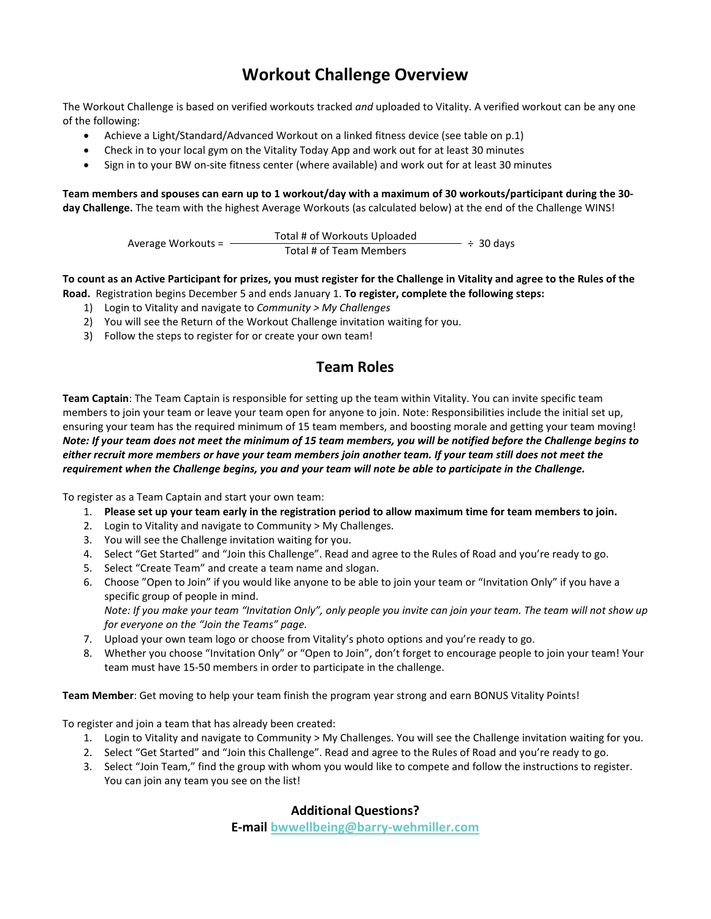# Workout Challenge Overview

The Workout Challenge is based on verified workouts tracked *and* uploaded to Vitality. A verified workout can be any one of the following:

- Achieve a Light/Standard/Advanced Workout on a linked fitness device (see table on p.1)
- Check in to your local gym on the Vitality Today App and work out for at least 30 minutes
- Sign in to your BW on-site fitness center (where available) and work out for at least 30 minutes

**Team members and spouses can earn up to 1 workout/day with a maximum of 30 workouts/participant during the 30-day Challenge.** The team with the highest Average Workouts (as calculated below) at the end of the Challenge WINS!

$$\text{Average Workouts} = \frac{\text{Total \# of Workouts Uploaded}}{\text{Total \# of Team Members}} \div 30 \text{ days}$$

**To count as an Active Participant for prizes, you must register for the Challenge in Vitality and agree to the Rules of the Road.** Registration begins December 5 and ends January 1. **To register, complete the following steps:**

1) Login to Vitality and navigate to *Community > My Challenges*
2) You will see the Return of the Workout Challenge invitation waiting for you.
3) Follow the steps to register for or create your own team!

## Team Roles

**Team Captain**: The Team Captain is responsible for setting up the team within Vitality. You can invite specific team members to join your team or leave your team open for anyone to join. Note: Responsibilities include the initial set up, ensuring your team has the required minimum of 15 team members, and boosting morale and getting your team moving! ***Note: If your team does not meet the minimum of 15 team members, you will be notified before the Challenge begins to either recruit more members or have your team members join another team. If your team still does not meet the requirement when the Challenge begins, you and your team will note be able to participate in the Challenge.***

To register as a Team Captain and start your own team:

1. **Please set up your team early in the registration period to allow maximum time for team members to join.**
2. Login to Vitality and navigate to Community > My Challenges.
3. You will see the Challenge invitation waiting for you.
4. Select "Get Started" and "Join this Challenge". Read and agree to the Rules of Road and you're ready to go.
5. Select "Create Team" and create a team name and slogan.
6. Choose "Open to Join" if you would like anyone to be able to join your team or "Invitation Only" if you have a specific group of people in mind.
   *Note: If you make your team "Invitation Only", only people you invite can join your team. The team will not show up for everyone on the "Join the Teams" page.*
7. Upload your own team logo or choose from Vitality's photo options and you're ready to go.
8. Whether you choose "Invitation Only" or "Open to Join", don't forget to encourage people to join your team! Your team must have 15-50 members in order to participate in the challenge.

**Team Member**: Get moving to help your team finish the program year strong and earn BONUS Vitality Points!

To register and join a team that has already been created:

1. Login to Vitality and navigate to Community > My Challenges. You will see the Challenge invitation waiting for you.
2. Select "Get Started" and "Join this Challenge". Read and agree to the Rules of Road and you're ready to go.
3. Select "Join Team," find the group with whom you would like to compete and follow the instructions to register. You can join any team you see on the list!

### Additional Questions?

**E-mail bwwellbeing@barry-wehmiller.com**